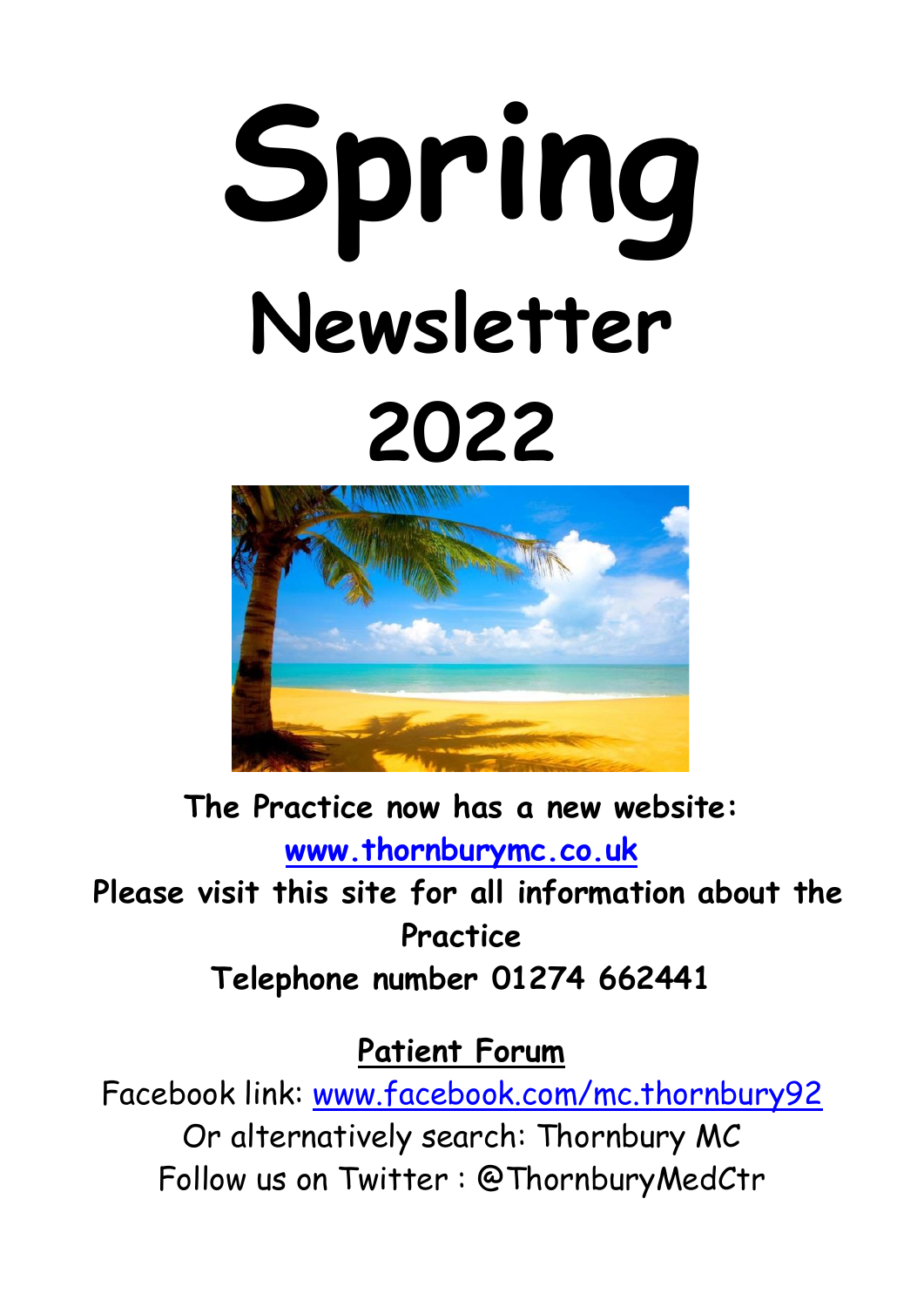# Spring Newsletter 2022

**The Practice now has a new website:**

**[www.thornburymc.co.uk](http://www.thornburymc.co.uk)**

**Please visit this site for all information about the Practice**

**Telephone number 01274 662441**

## Patient Forum

Facebook link: [www.facebook.com/mc.thornbury92](http://www.facebook.com/mc.thornbury92)

Or alternatively search: Thornbury MC

Follow us on Twitter : @ThornburyMedCtr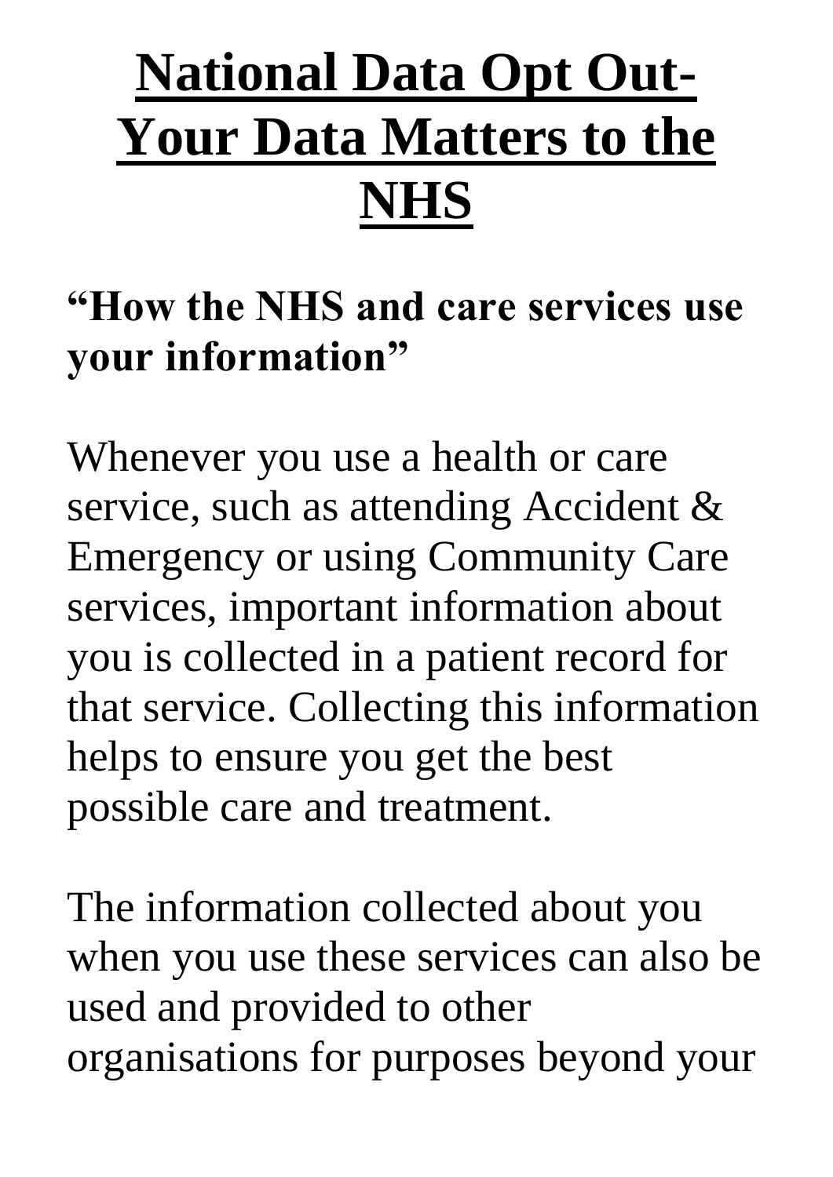# National Data Opt Out- Your Data Matters to the NHS

**"How the NHS and care services use your information"**

Whenever you use a health or care service, such as attending Accident & Emergency or using Community Care services, important information about you is collected in a patient record for that service. Collecting this information helps to ensure you get the best possible care and treatment.

The information collected about you when you use these services can also be used and provided to other organisations for purposes beyond your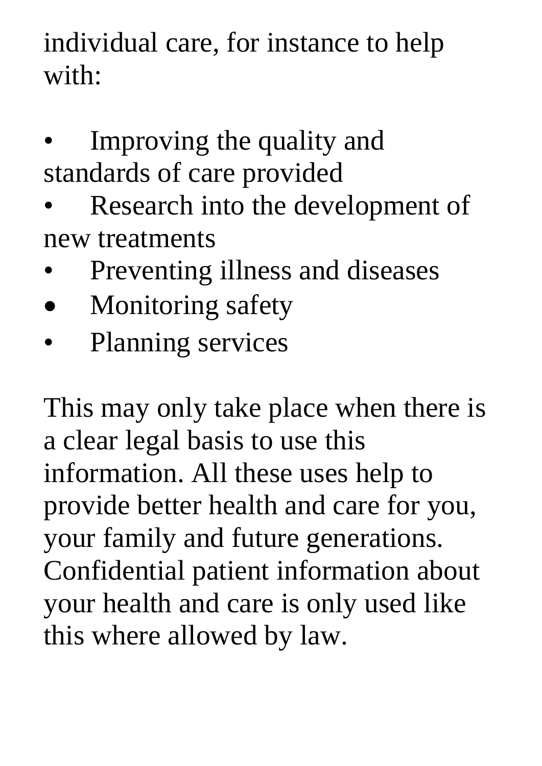individual care, for instance to help with:

- Improving the quality and standards of care provided
- Research into the development of new treatments
- Preventing illness and diseases
- Monitoring safety
- Planning services

This may only take place when there is a clear legal basis to use this information. All these uses help to provide better health and care for you, your family and future generations. Confidential patient information about your health and care is only used like this where allowed by law.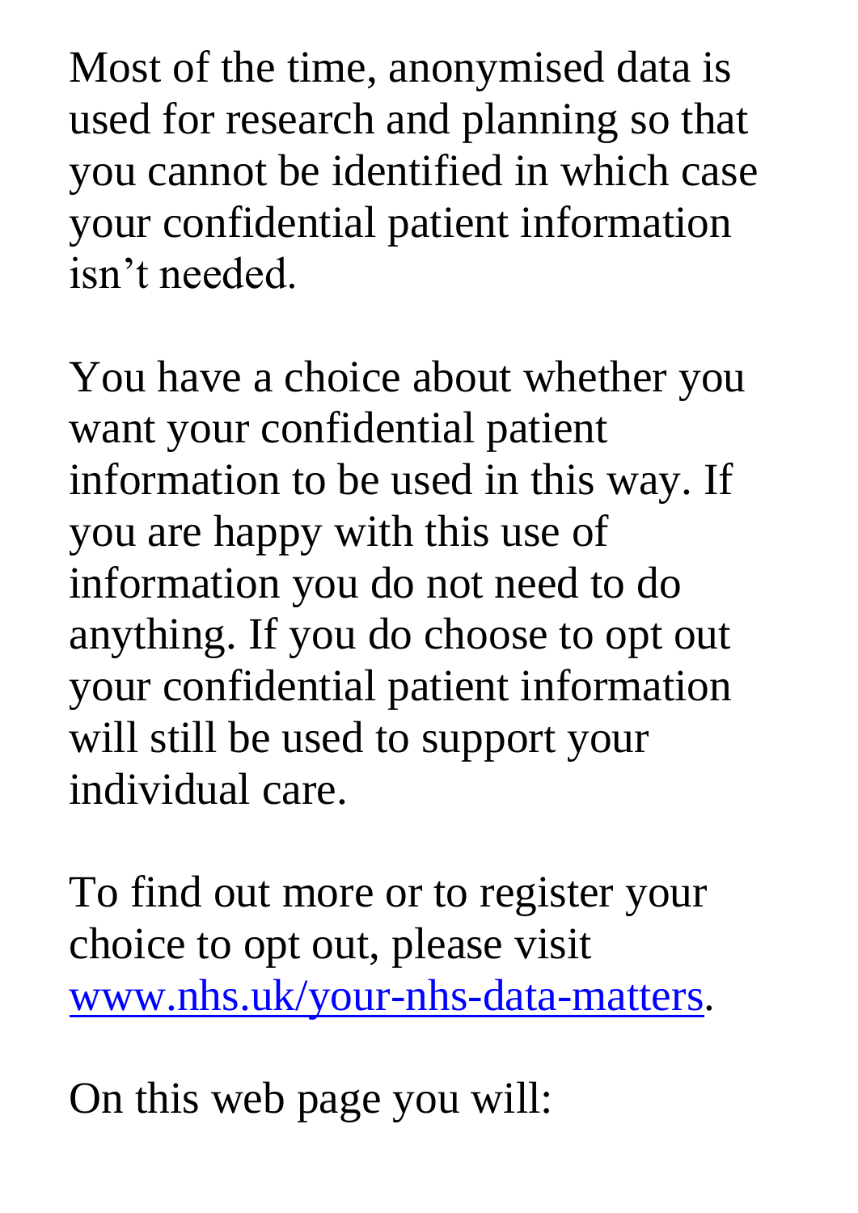Most of the time, anonymised data is used for research and planning so that you cannot be identified in which case your confidential patient information isn’t needed.

You have a choice about whether you want your confidential patient information to be used in this way. If you are happy with this use of information you do not need to do anything. If you do choose to opt out your confidential patient information will still be used to support your individual care.

To find out more or to register your choice to opt out, please visit [www.nhs.uk/your-nhs-data-matters](http://www.nhs.uk/your-nhs-data-matters).

On this web page you will: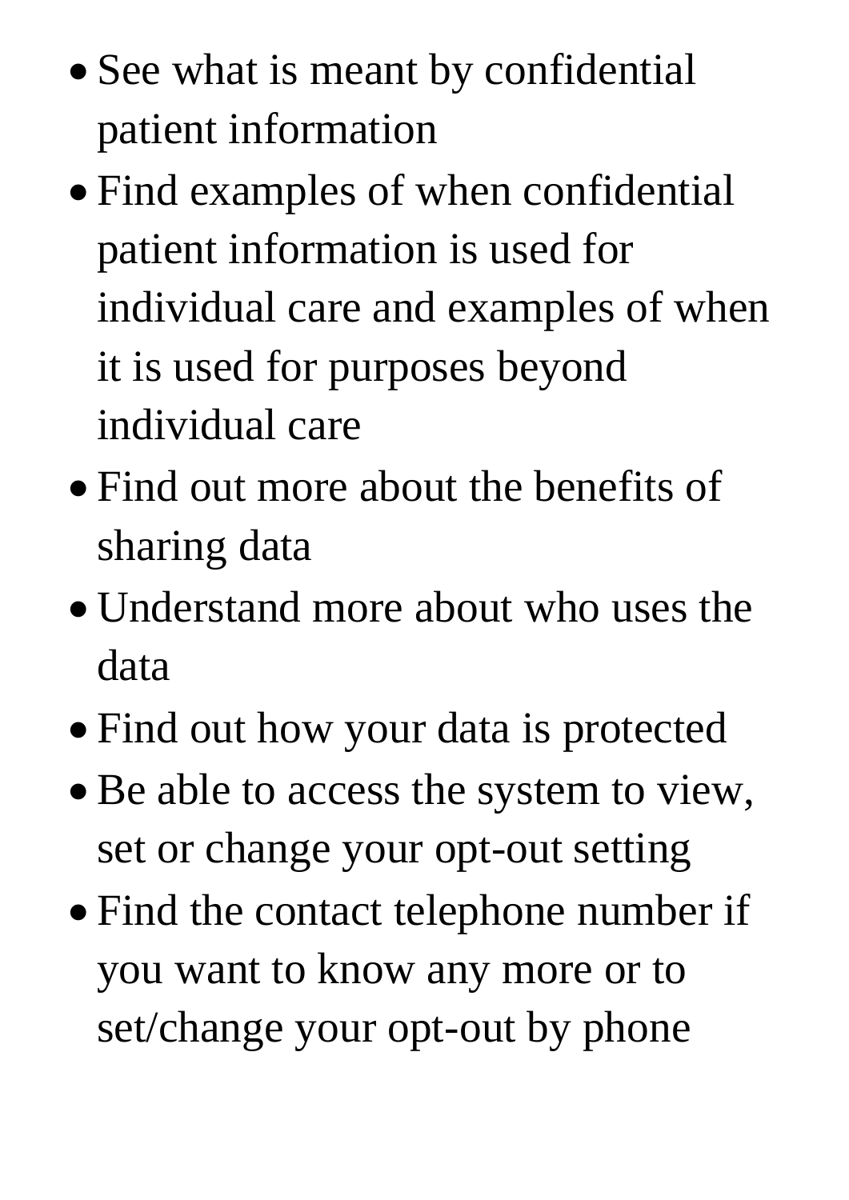- See what is meant by confidential patient information
- Find examples of when confidential patient information is used for individual care and examples of when it is used for purposes beyond individual care
- Find out more about the benefits of sharing data
- Understand more about who uses the data
- Find out how your data is protected
- Be able to access the system to view, set or change your opt-out setting
- Find the contact telephone number if you want to know any more or to set/change your opt-out by phone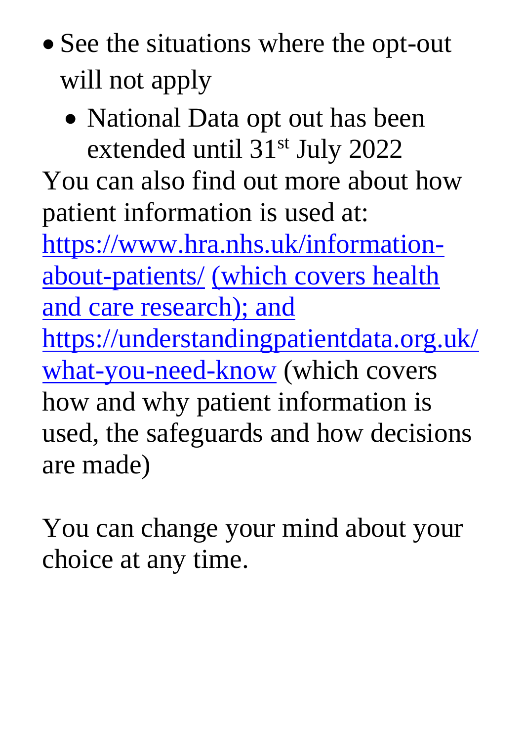- See the situations where the opt-out will not apply
    - National Data opt out has been extended until 31st July 2022

You can also find out more about how patient information is used at: https://www.hra.nhs.uk/information-about-patients/ (which covers health and care research); and https://understandingpatientdata.org.uk/what-you-need-know (which covers how and why patient information is used, the safeguards and how decisions are made)

You can change your mind about your choice at any time.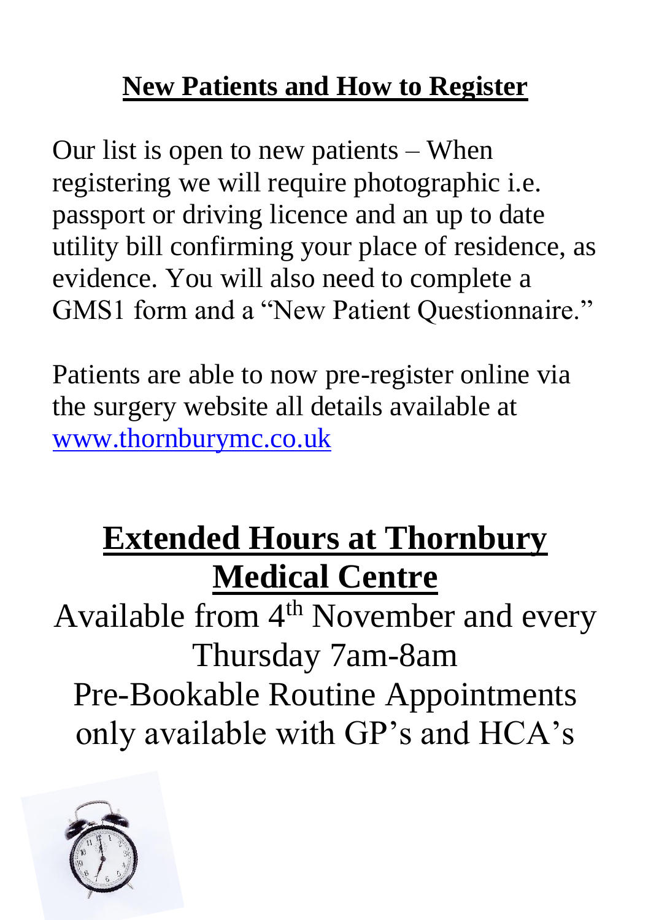## New Patients and How to Register

Our list is open to new patients – When registering we will require photographic i.e. passport or driving licence and an up to date utility bill confirming your place of residence, as evidence. You will also need to complete a GMS1 form and a "New Patient Questionnaire."

Patients are able to now pre-register online via the surgery website all details available at [www.thornburymc.co.uk](http://www.thornburymc.co.uk)

## Extended Hours at Thornbury Medical Centre

Available from 4th November and every Thursday 7am-8am

Pre-Bookable Routine Appointments only available with GP's and HCA's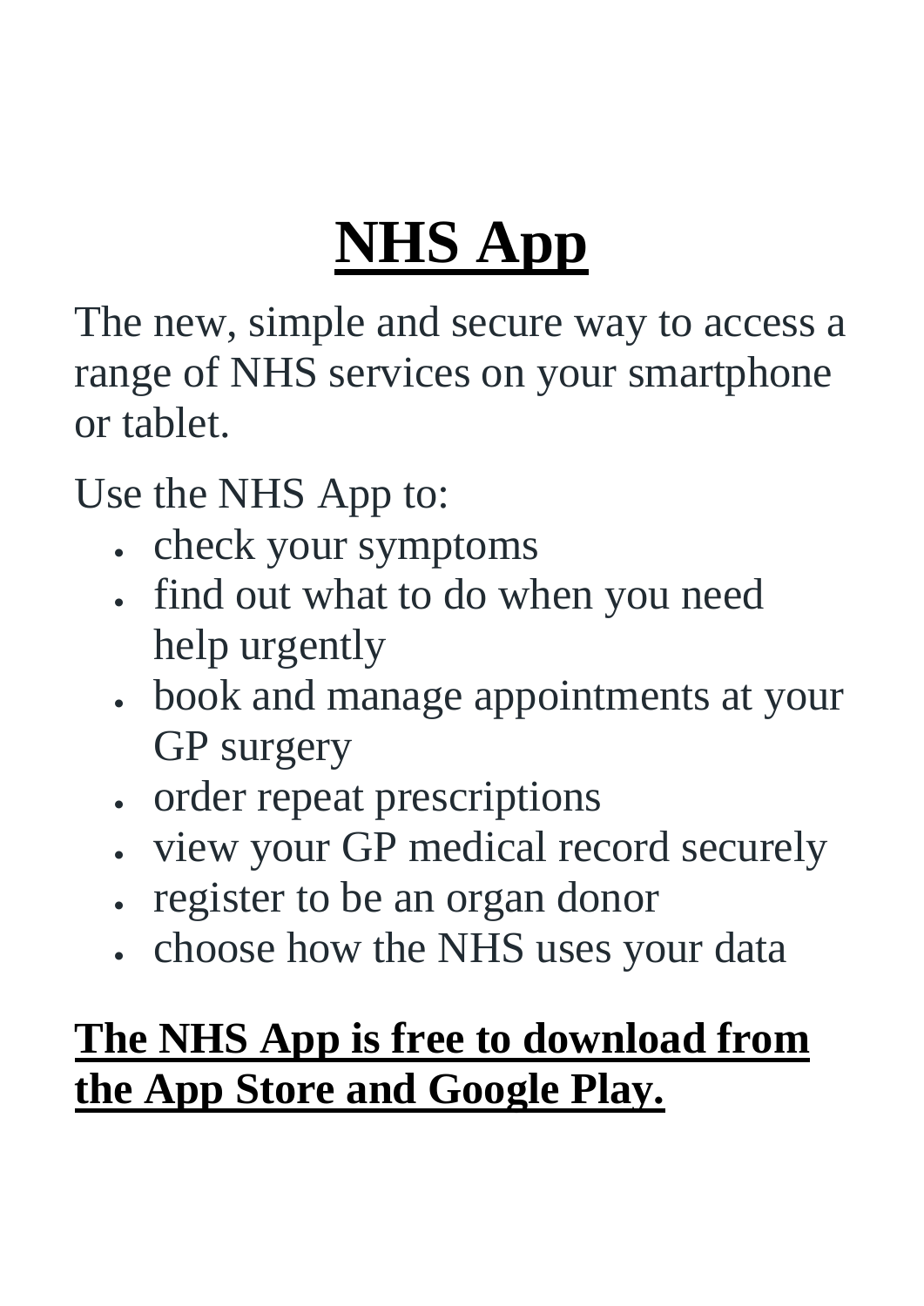# NHS App

The new, simple and secure way to access a range of NHS services on your smartphone or tablet.

Use the NHS App to:

- check your symptoms
- find out what to do when you need help urgently
- book and manage appointments at your GP surgery
- order repeat prescriptions
- view your GP medical record securely
- register to be an organ donor
- choose how the NHS uses your data

**The NHS App is free to download from the App Store and Google Play.**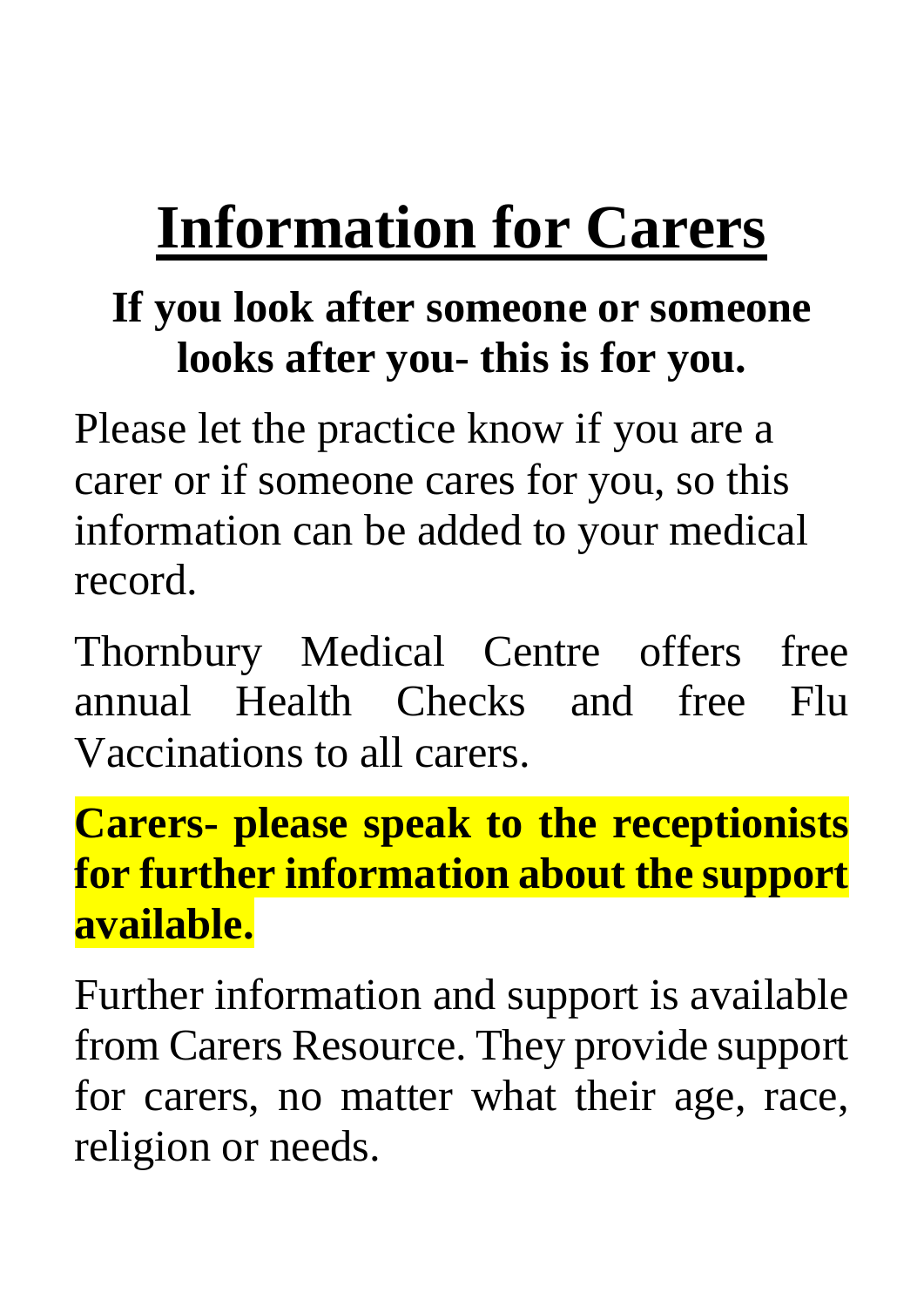# Information for Carers

**If you look after someone or someone looks after you- this is for you.**

Please let the practice know if you are a carer or if someone cares for you, so this information can be added to your medical record.

Thornbury Medical Centre offers free annual Health Checks and free Flu Vaccinations to all carers.

**Carers- please speak to the receptionists for further information about the support available.**

Further information and support is available from Carers Resource. They provide support for carers, no matter what their age, race, religion or needs.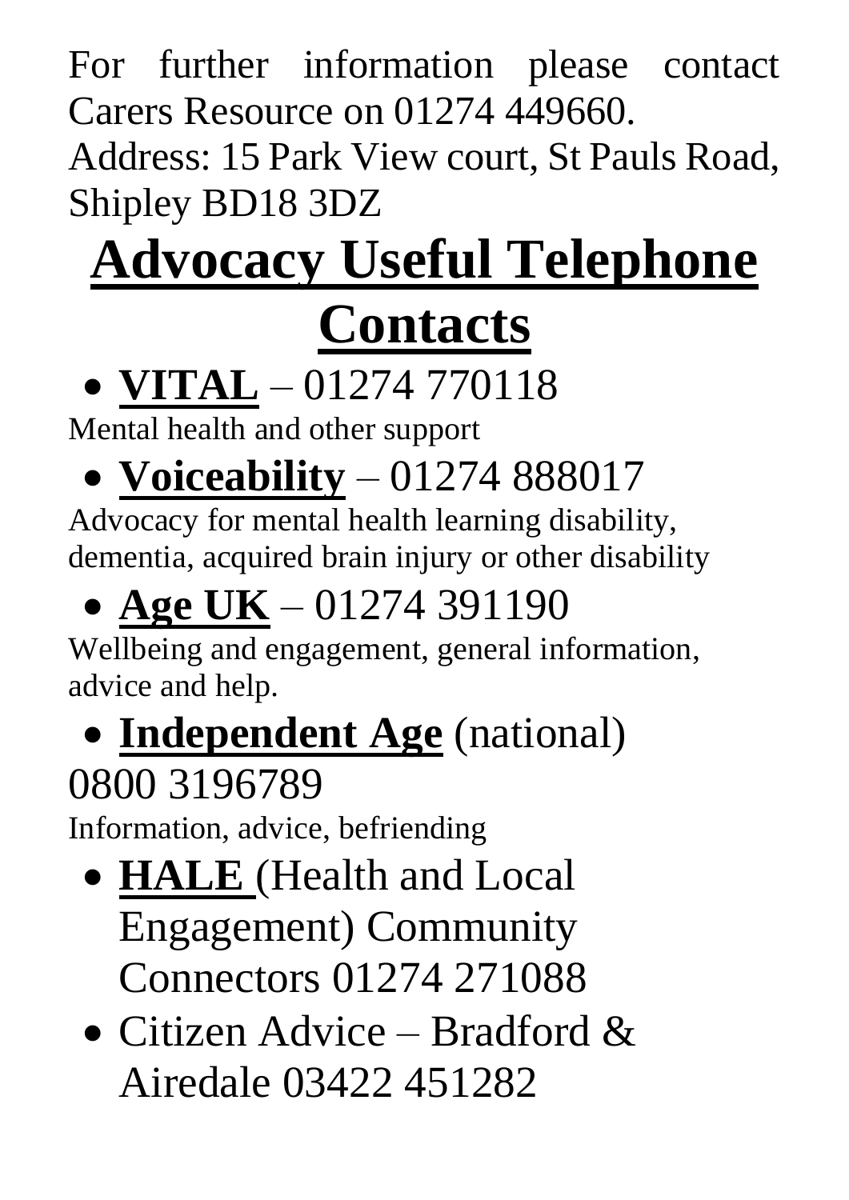For further information please contact Carers Resource on 01274 449660.
Address: 15 Park View court, St Pauls Road, Shipley BD18 3DZ

# Advocacy Useful Telephone Contacts

- **VITAL** – 01274 770118

Mental health and other support

- **Voiceability** – 01274 888017

Advocacy for mental health learning disability, dementia, acquired brain injury or other disability

- **Age UK** – 01274 391190

Wellbeing and engagement, general information, advice and help.

- **Independent Age** (national) 0800 3196789

Information, advice, befriending

- **HALE** (Health and Local Engagement) Community Connectors 01274 271088
- Citizen Advice – Bradford & Airedale 03422 451282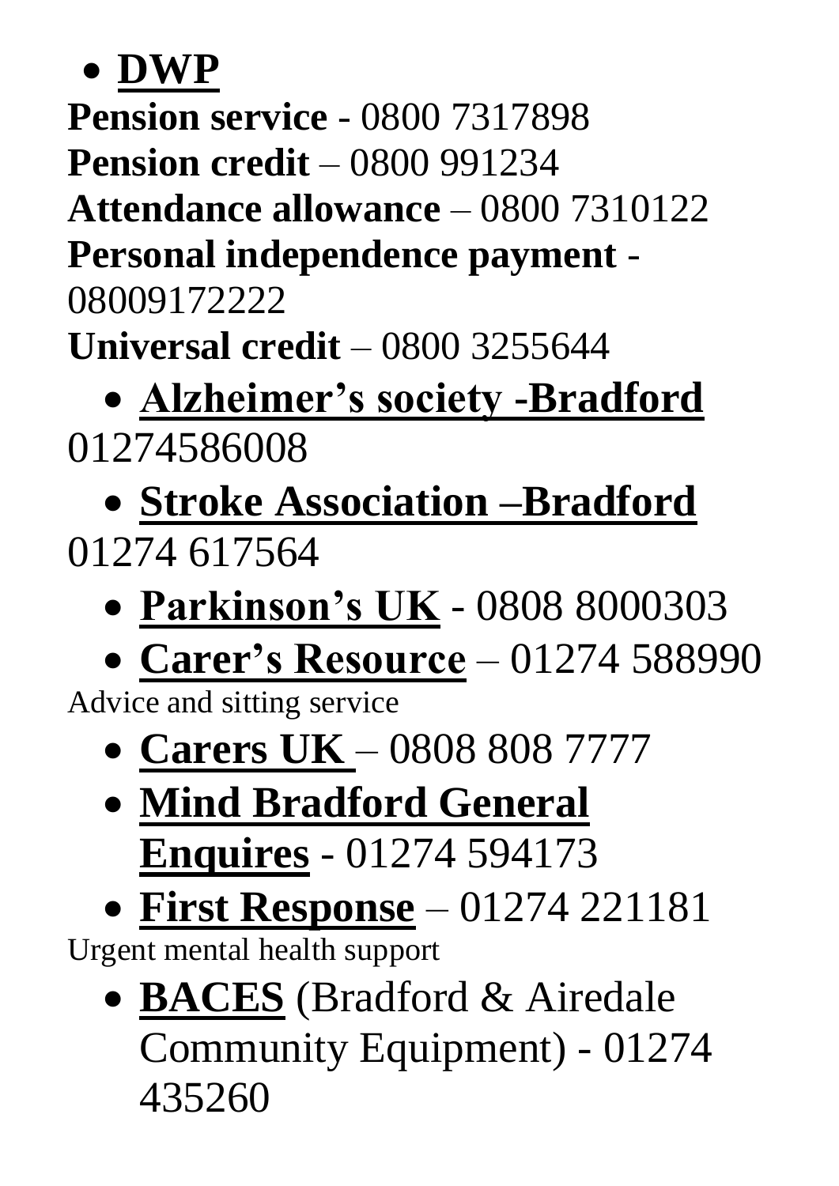- **DWP**

**Pension service** - 0800 7317898
**Pension credit** – 0800 991234
**Attendance allowance** – 0800 7310122
**Personal independence payment** - 08009172222
**Universal credit** – 0800 3255644

- **Alzheimer's society -Bradford**

01274586008

- **Stroke Association –Bradford**

01274 617564

- **Parkinson's UK** - 0808 8000303
- **Carer's Resource** – 01274 588990

Advice and sitting service

- **Carers UK** – 0808 808 7777
- **Mind Bradford General Enquires** - 01274 594173
- **First Response** – 01274 221181

Urgent mental health support

- **BACES** (Bradford & Airedale Community Equipment) - 01274 435260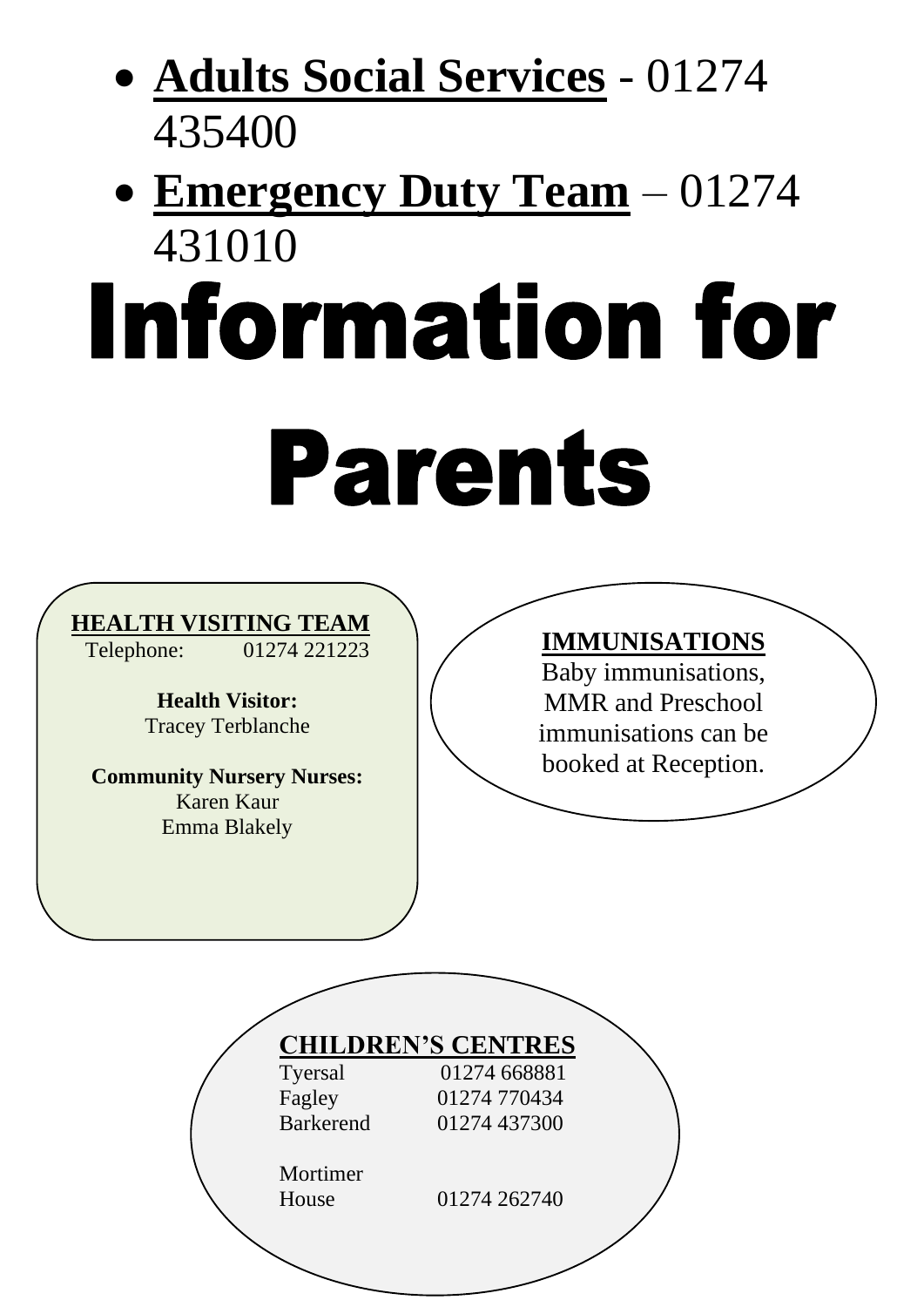- **Adults Social Services** - 01274 435400
- **Emergency Duty Team** – 01274 431010

# Information for Parents

**HEALTH VISITING TEAM**

Telephone: 01274 221223

**Health Visitor:**
Tracey Terblanche

**Community Nursery Nurses:**
Karen Kaur
Emma Blakely

**IMMUNISATIONS**

Baby immunisations, MMR and Preschool immunisations can be booked at Reception.

**CHILDREN'S CENTRES**

| | |
|---|---|
| Tyersal | 01274 668881 |
| Fagley | 01274 770434 |
| Barkerend | 01274 437300 |
| Mortimer House | 01274 262740 |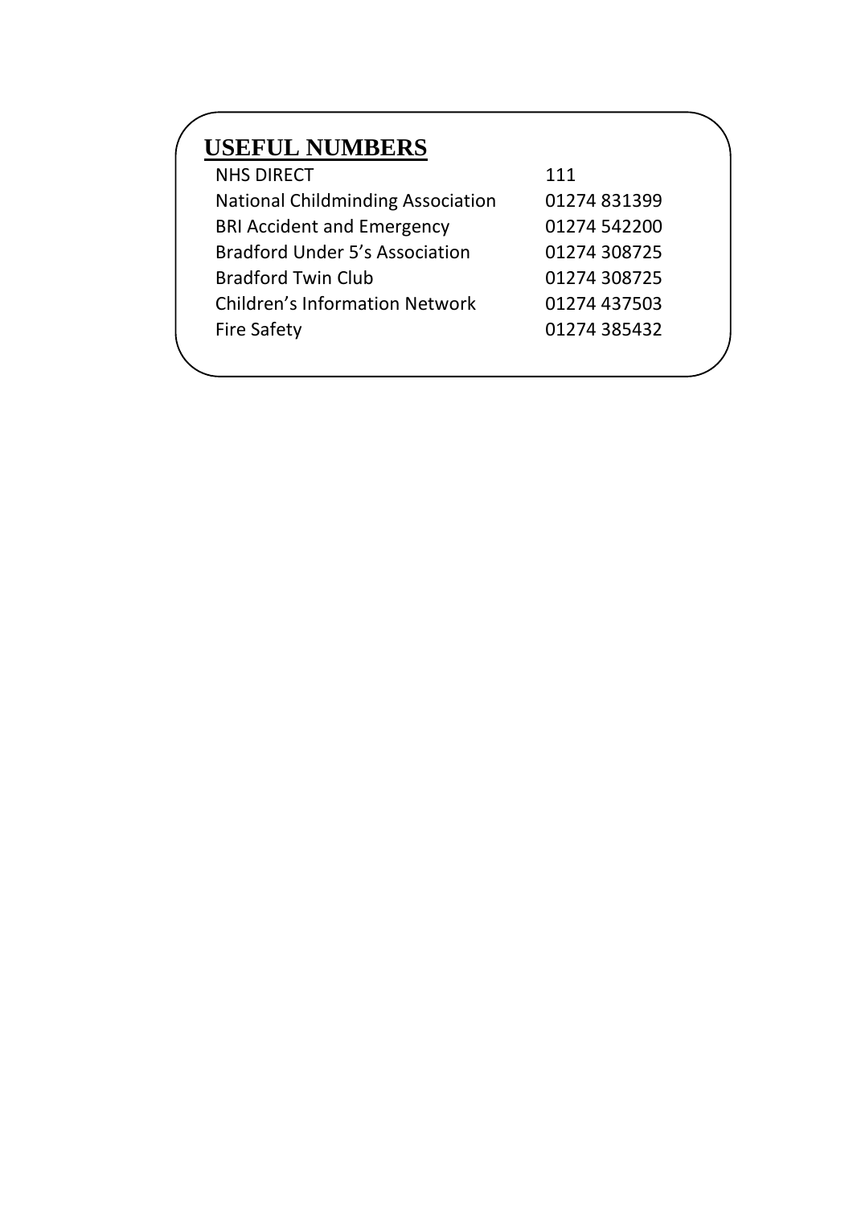## USEFUL NUMBERS

| | |
|---|---|
| NHS DIRECT | 111 |
| National Childminding Association | 01274 831399 |
| BRI Accident and Emergency | 01274 542200 |
| Bradford Under 5's Association | 01274 308725 |
| Bradford Twin Club | 01274 308725 |
| Children's Information Network | 01274 437503 |
| Fire Safety | 01274 385432 |